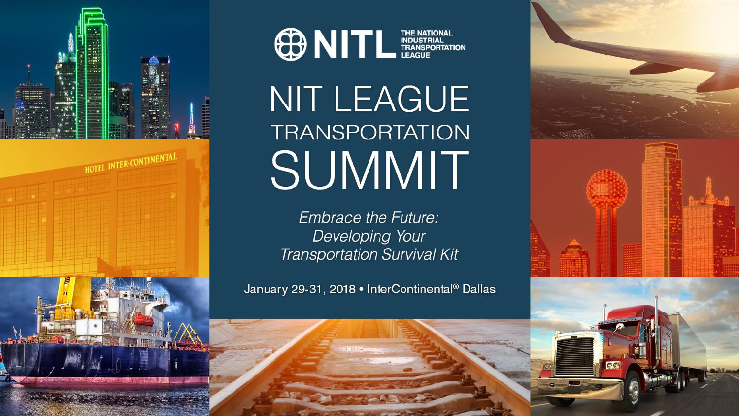NITL THE NATIONAL INDUSTRIAL TRANSPORTATION LEAGUE

# NIT LEAGUE TRANSPORTATION SUMMIT

*Embrace the Future: Developing Your Transportation Survival Kit*

January 29-31, 2018 • InterContinental® Dallas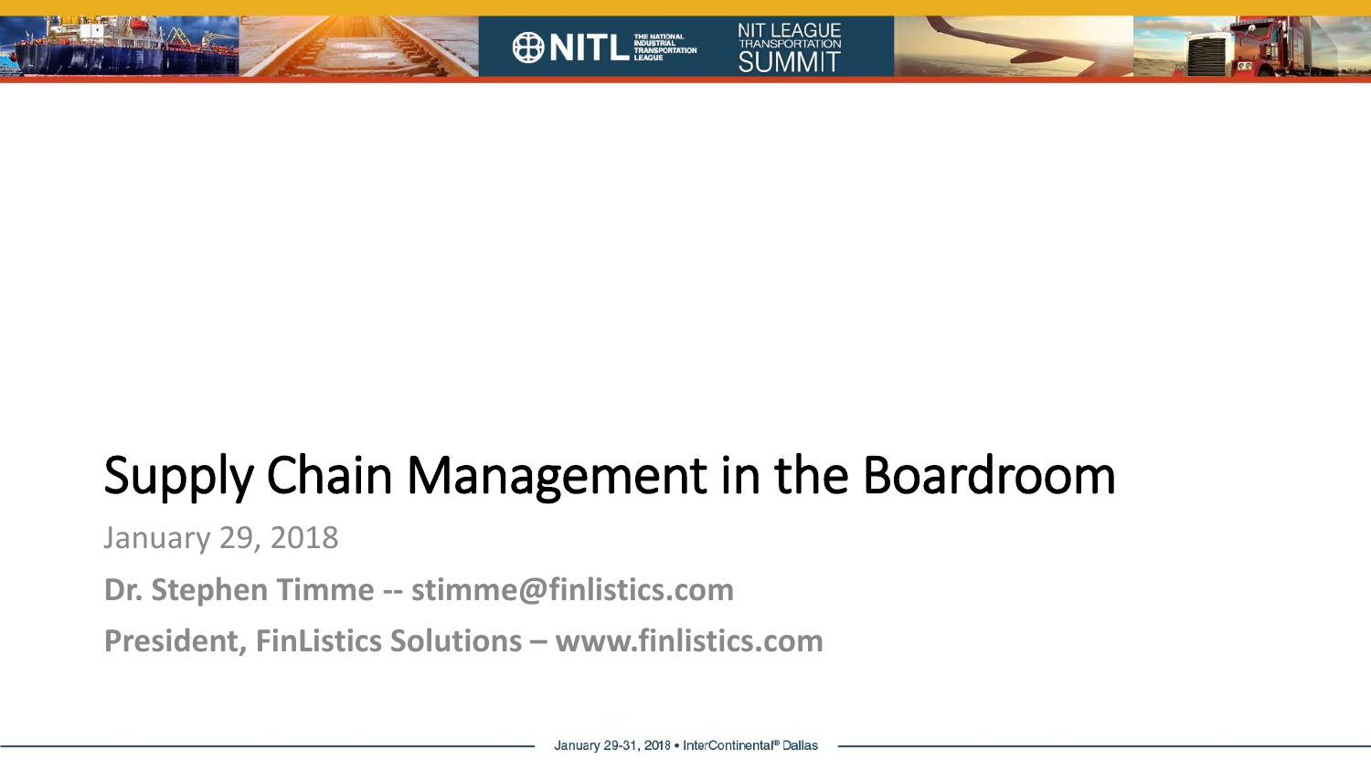# Supply Chain Management in the Boardroom

January 29, 2018

**Dr. Stephen Timme -- stimme@finlistics.com**

**President, FinListics Solutions – www.finlistics.com**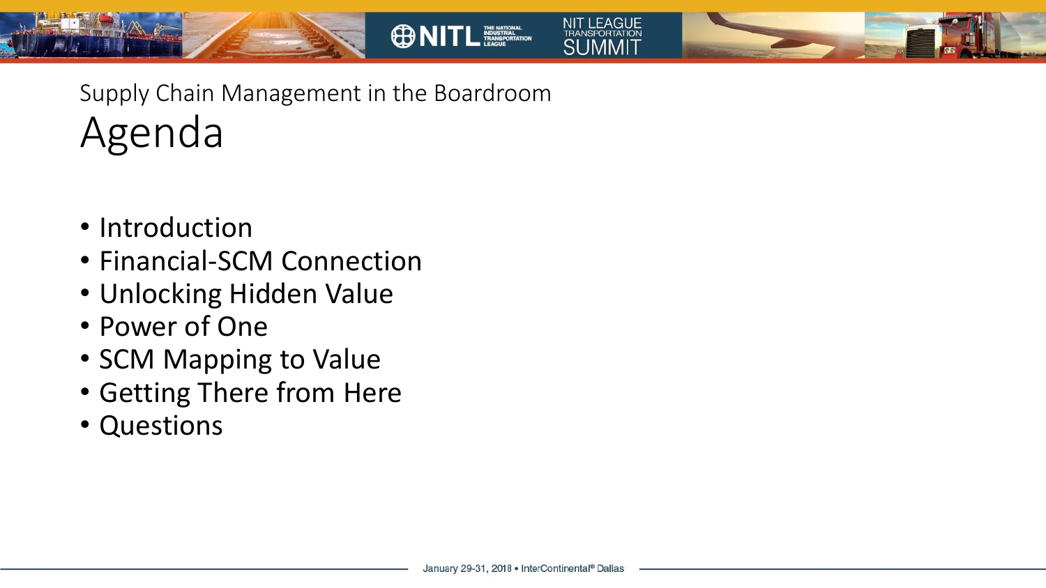Supply Chain Management in the Boardroom

# Agenda

- Introduction
- Financial-SCM Connection
- Unlocking Hidden Value
- Power of One
- SCM Mapping to Value
- Getting There from Here
- Questions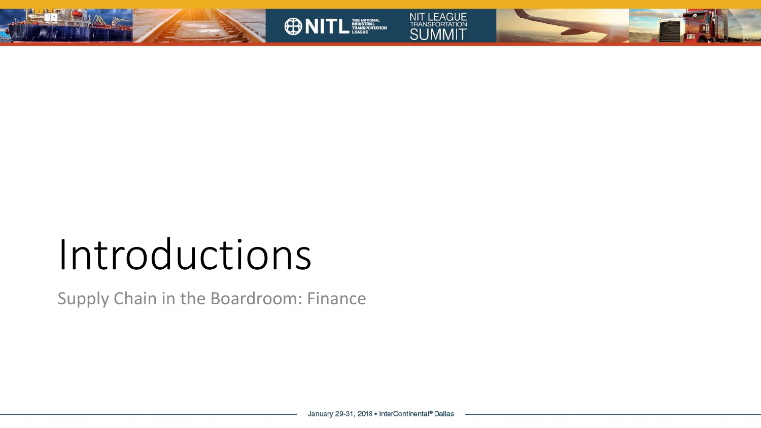# Introductions

Supply Chain in the Boardroom: Finance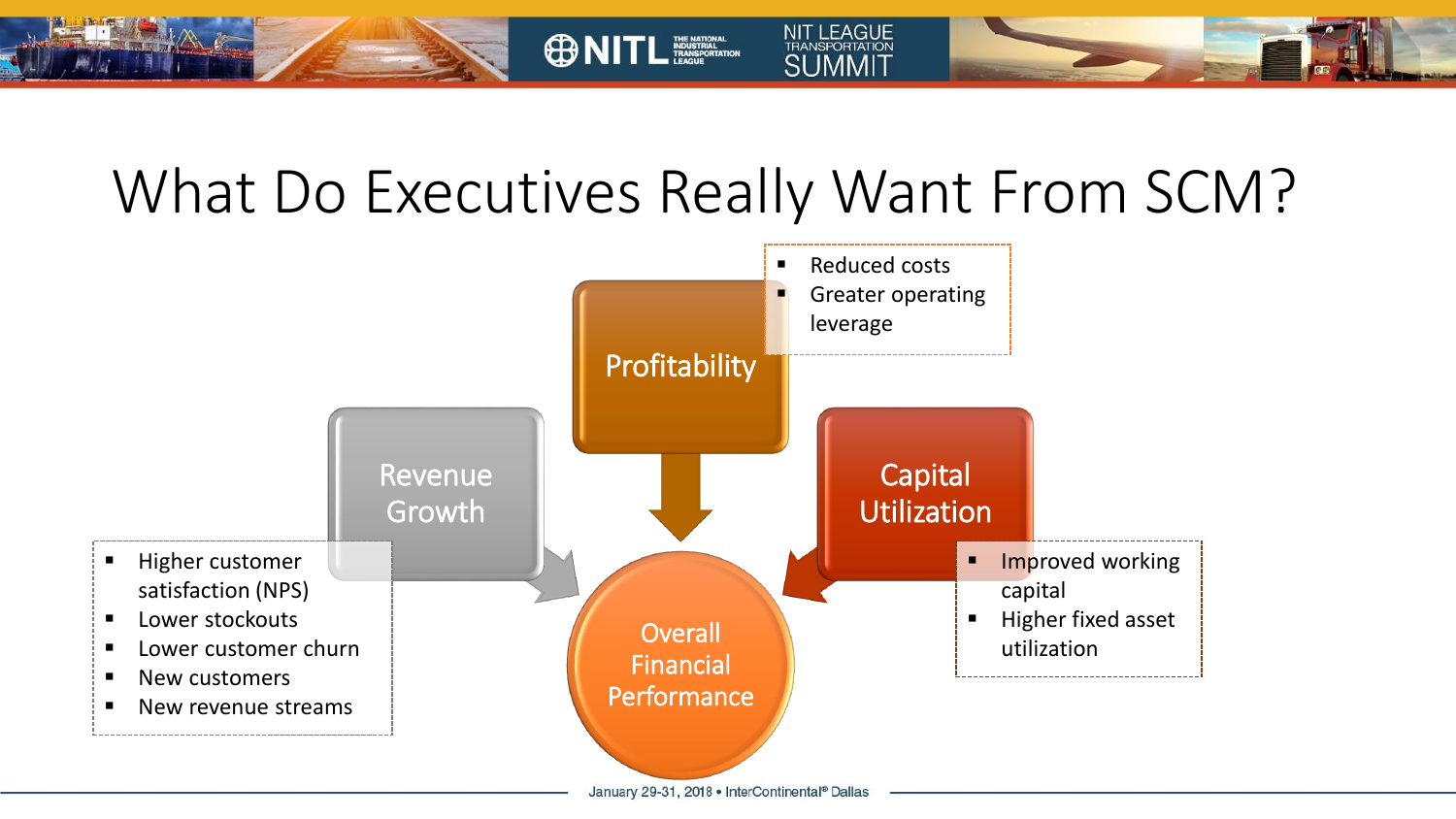# What Do Executives Really Want From SCM?

**Profitability**

- Reduced costs
- Greater operating leverage

**Revenue Growth**

- Higher customer satisfaction (NPS)
- Lower stockouts
- Lower customer churn
- New customers
- New revenue streams

**Capital Utilization**

- Improved working capital
- Higher fixed asset utilization

**Overall Financial Performance**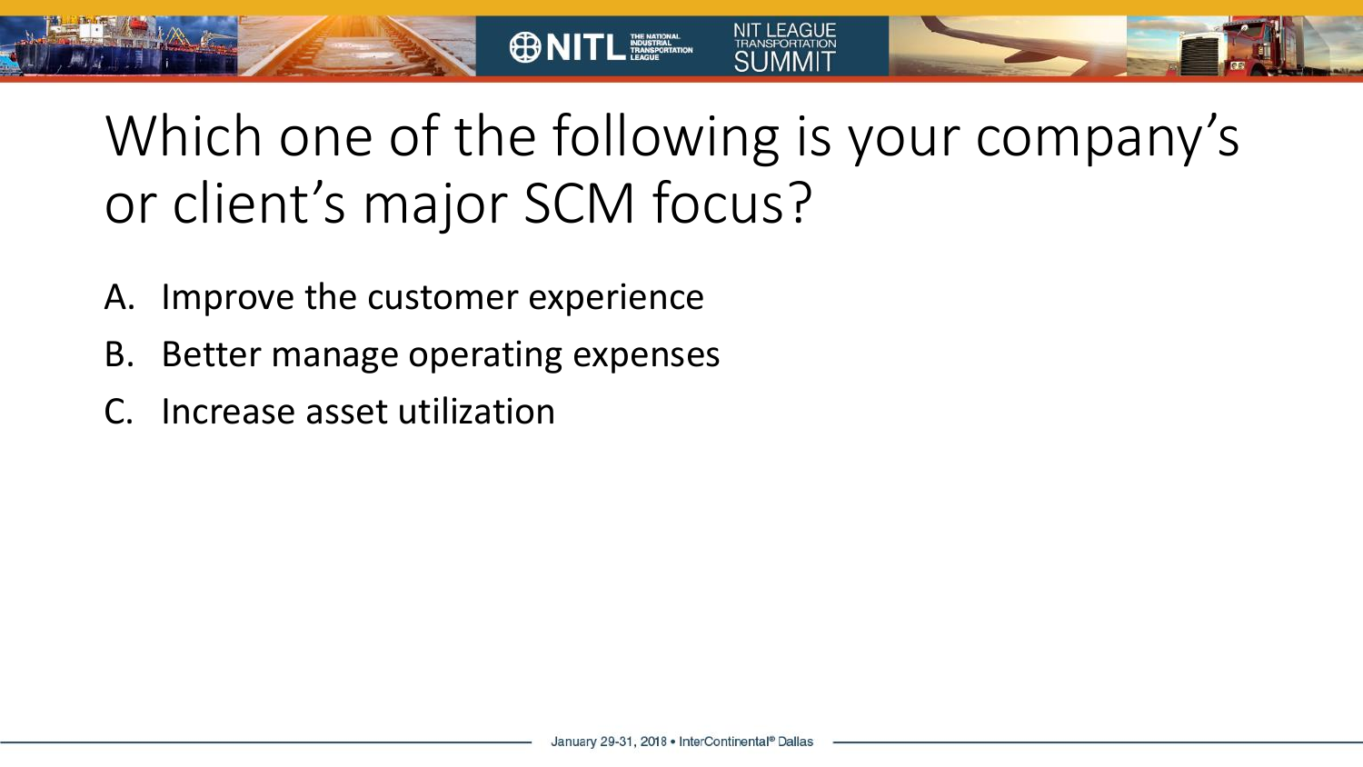# Which one of the following is your company's or client's major SCM focus?

A. Improve the customer experience
B. Better manage operating expenses
C. Increase asset utilization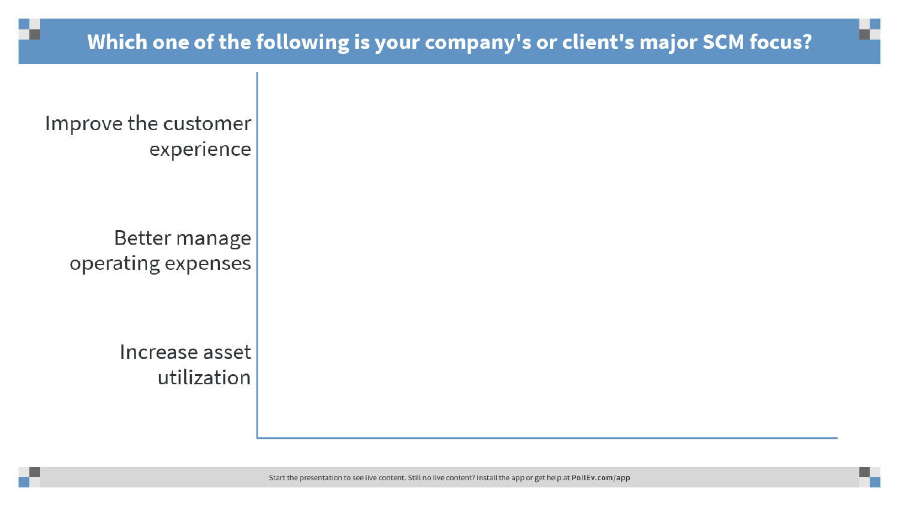# Which one of the following is your company's or client's major SCM focus?

- Improve the customer experience
- Better manage operating expenses
- Increase asset utilization

Start the presentation to see live content. Still no live content? Install the app or get help at **PollEv.com/app**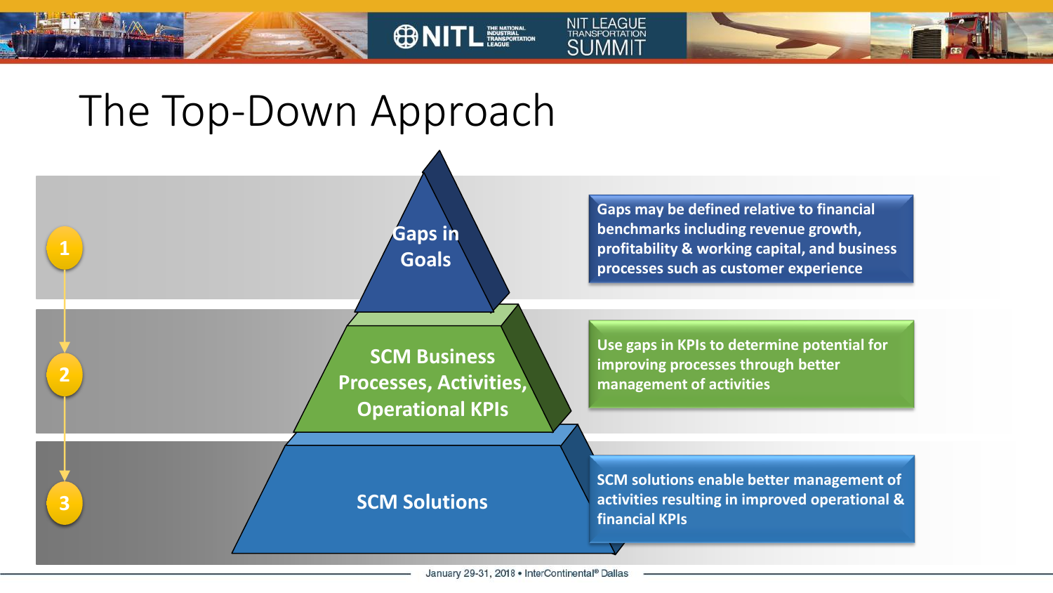# The Top-Down Approach

**1. Gaps in Goals**

Gaps may be defined relative to financial benchmarks including revenue growth, profitability & working capital, and business processes such as customer experience

**2. SCM Business Processes, Activities, Operational KPIs**

Use gaps in KPIs to determine potential for improving processes through better management of activities

**3. SCM Solutions**

SCM solutions enable better management of activities resulting in improved operational & financial KPIs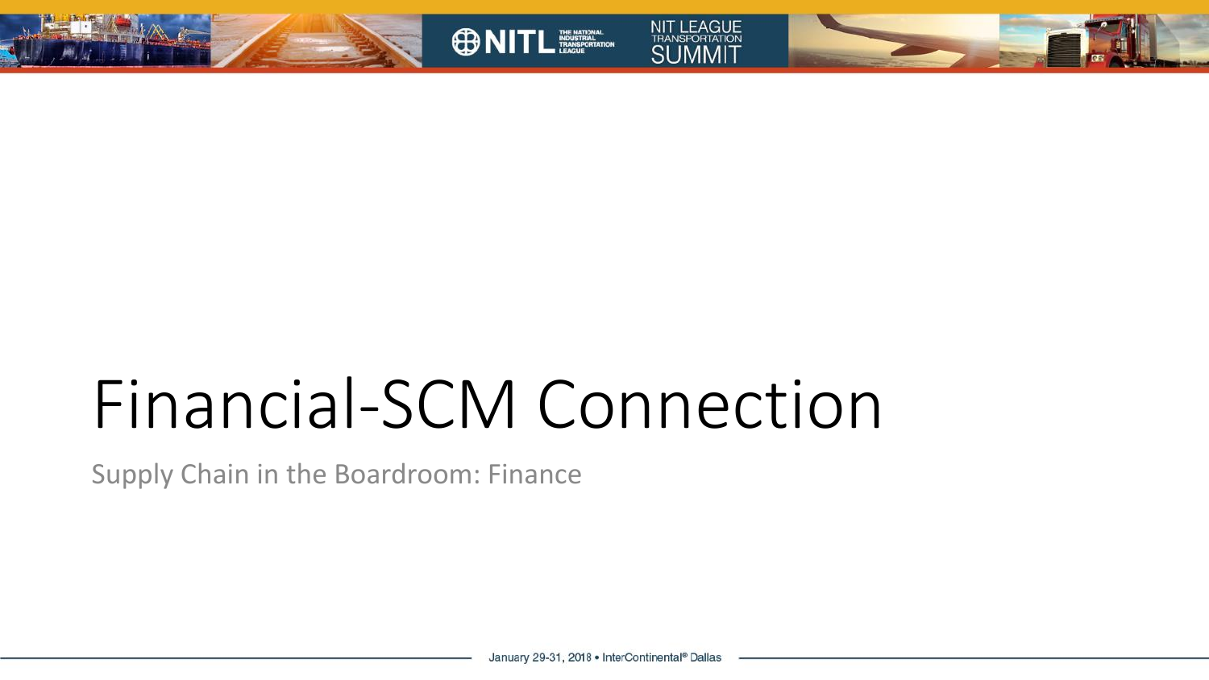# Financial-SCM Connection

Supply Chain in the Boardroom: Finance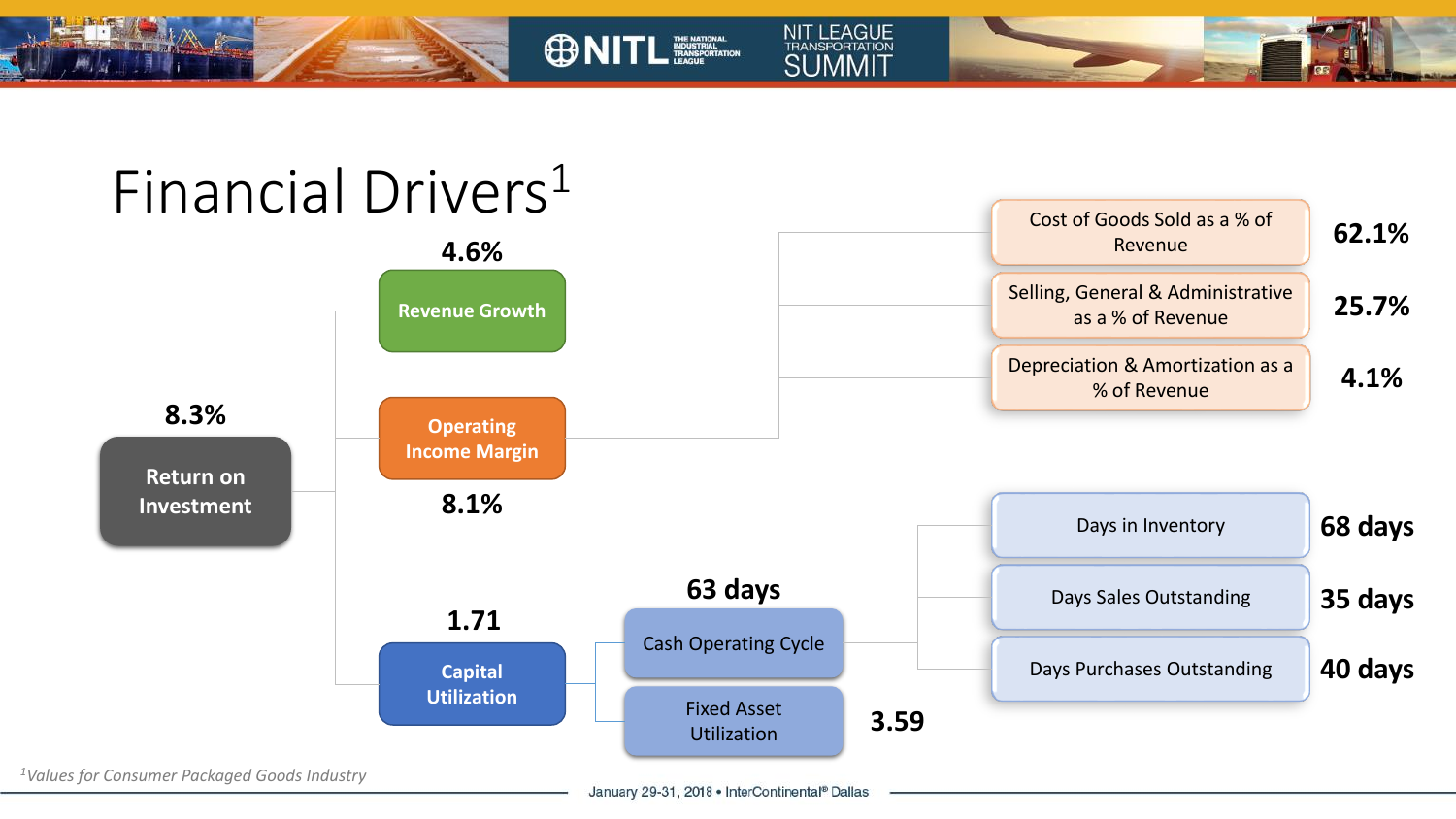# Financial Drivers[1]

- **Return on Investment**: 8.3%
  - **Revenue Growth**: 4.6%
  - **Operating Income Margin**: 8.1%
    - Cost of Goods Sold as a % of Revenue: 62.1%
    - Selling, General & Administrative as a % of Revenue: 25.7%
    - Depreciation & Amortization as a % of Revenue: 4.1%
  - **Capital Utilization**: 1.71
    - Cash Operating Cycle: 63 days
      - Days in Inventory: 68 days
      - Days Sales Outstanding: 35 days
      - Days Purchases Outstanding: 40 days
    - Fixed Asset Utilization: 3.59

[1] *Values for Consumer Packaged Goods Industry*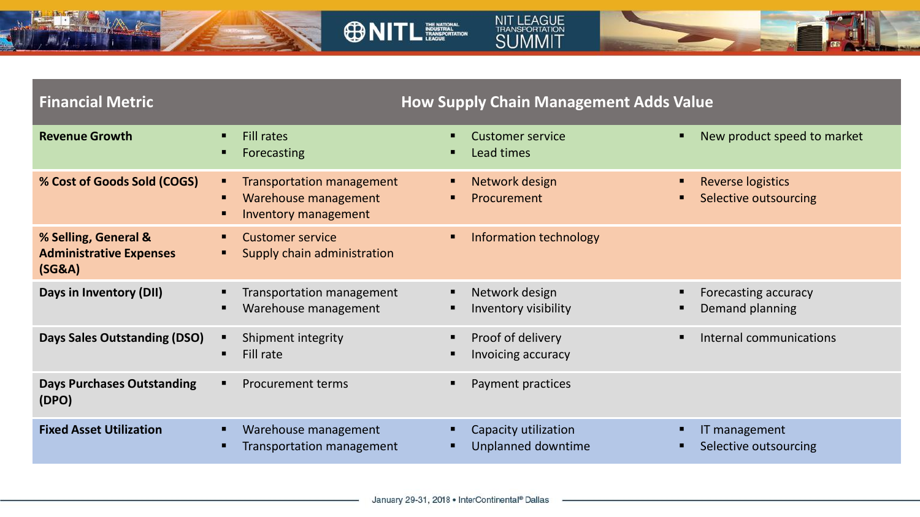| Financial Metric | How Supply Chain Management Adds Value | | |
|---|---|---|---|
| **Revenue Growth** | ▪ Fill rates<br>▪ Forecasting | ▪ Customer service<br>▪ Lead times | ▪ New product speed to market |
| **% Cost of Goods Sold (COGS)** | ▪ Transportation management<br>▪ Warehouse management<br>▪ Inventory management | ▪ Network design<br>▪ Procurement | ▪ Reverse logistics<br>▪ Selective outsourcing |
| **% Selling, General & Administrative Expenses (SG&A)** | ▪ Customer service<br>▪ Supply chain administration | ▪ Information technology | |
| **Days in Inventory (DII)** | ▪ Transportation management<br>▪ Warehouse management | ▪ Network design<br>▪ Inventory visibility | ▪ Forecasting accuracy<br>▪ Demand planning |
| **Days Sales Outstanding (DSO)** | ▪ Shipment integrity<br>▪ Fill rate | ▪ Proof of delivery<br>▪ Invoicing accuracy | ▪ Internal communications |
| **Days Purchases Outstanding (DPO)** | ▪ Procurement terms | ▪ Payment practices | |
| **Fixed Asset Utilization** | ▪ Warehouse management<br>▪ Transportation management | ▪ Capacity utilization<br>▪ Unplanned downtime | ▪ IT management<br>▪ Selective outsourcing |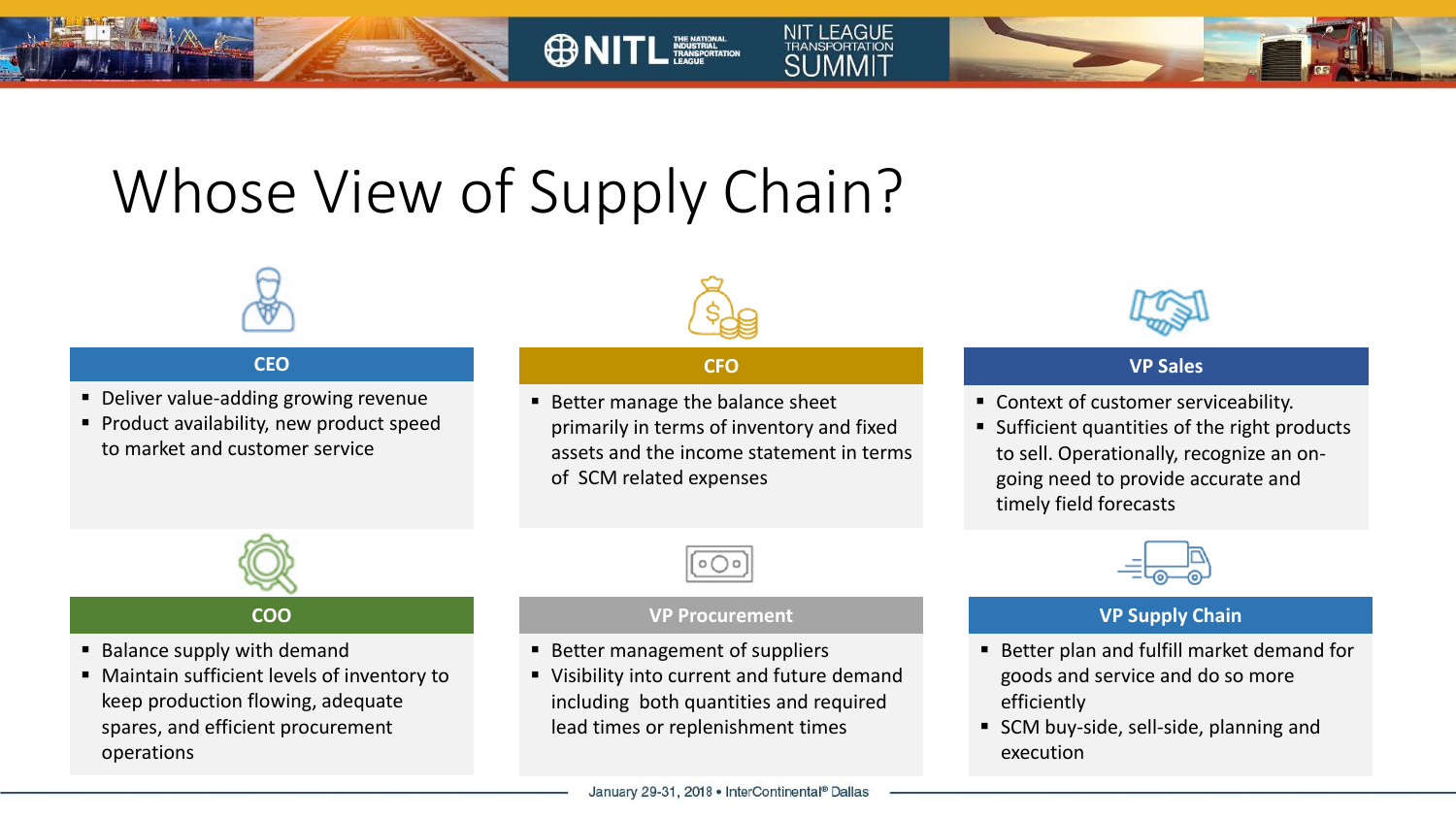# Whose View of Supply Chain?

### CEO

- Deliver value-adding growing revenue
- Product availability, new product speed to market and customer service

### CFO

- Better manage the balance sheet primarily in terms of inventory and fixed assets and the income statement in terms of SCM related expenses

### VP Sales

- Context of customer serviceability.
- Sufficient quantities of the right products to sell. Operationally, recognize an on-going need to provide accurate and timely field forecasts

### COO

- Balance supply with demand
- Maintain sufficient levels of inventory to keep production flowing, adequate spares, and efficient procurement operations

### VP Procurement

- Better management of suppliers
- Visibility into current and future demand including both quantities and required lead times or replenishment times

### VP Supply Chain

- Better plan and fulfill market demand for goods and service and do so more efficiently
- SCM buy-side, sell-side, planning and execution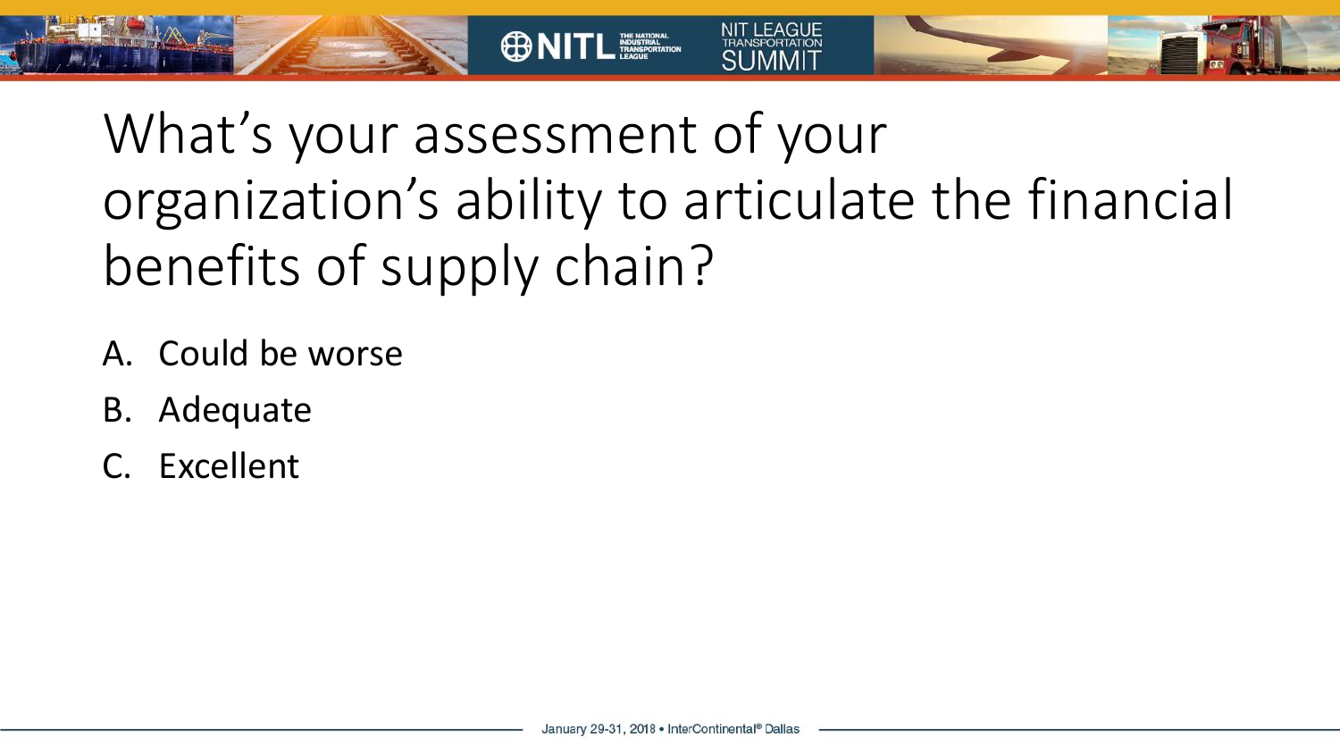# What's your assessment of your organization's ability to articulate the financial benefits of supply chain?

A. Could be worse
B. Adequate
C. Excellent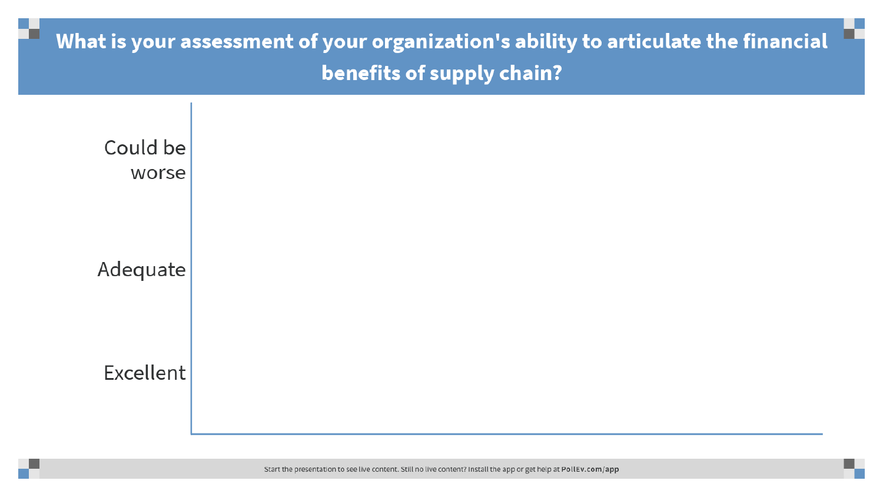# What is your assessment of your organization's ability to articulate the financial benefits of supply chain?

Could be worse

Adequate

Excellent

Start the presentation to see live content. Still no live content? Install the app or get help at PollEv.com/app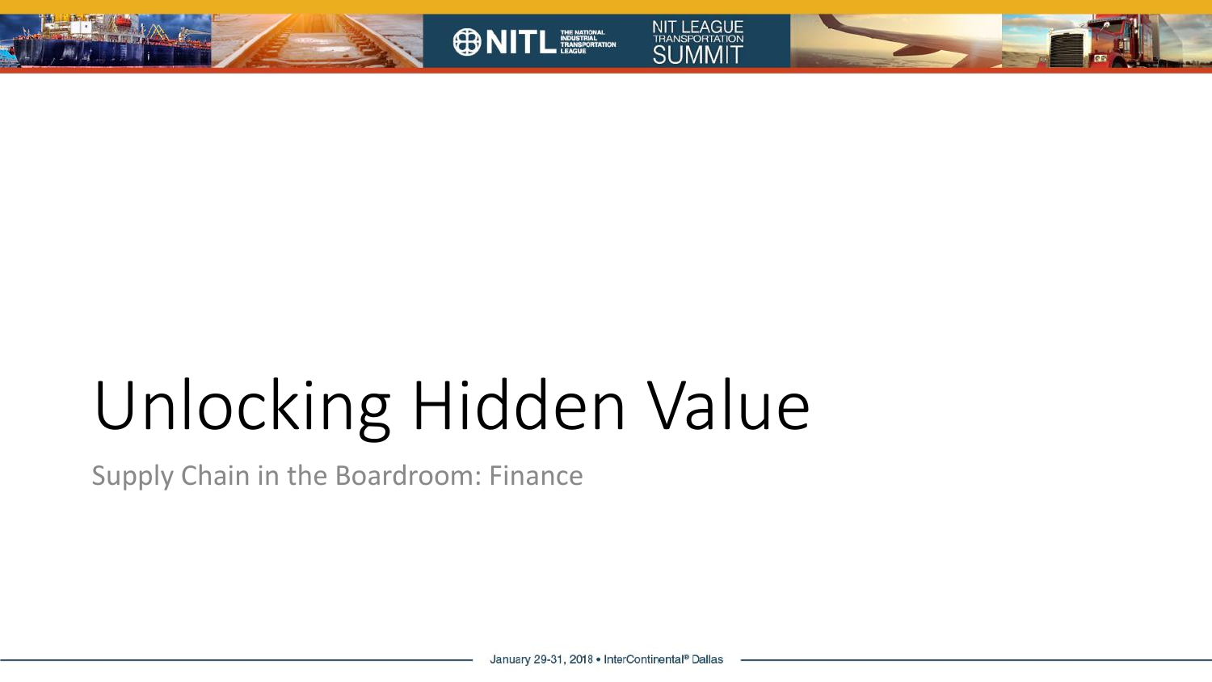# Unlocking Hidden Value

Supply Chain in the Boardroom: Finance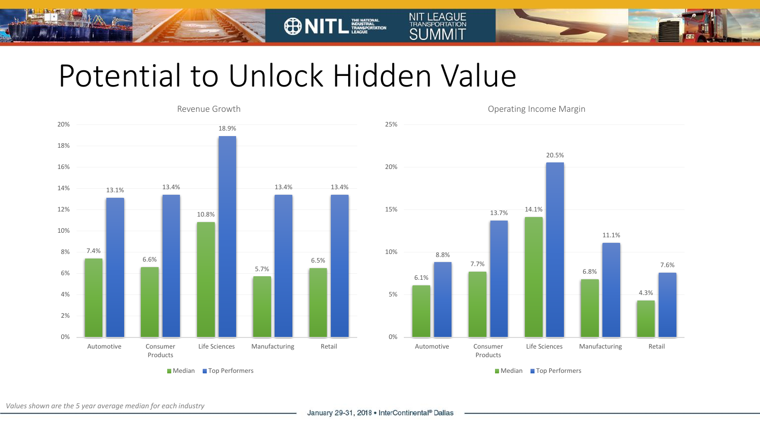# Potential to Unlock Hidden Value

**Revenue Growth**

| | Median | Top Performers |
|---|---|---|
| Automotive | 7.4% | 13.1% |
| Consumer Products | 6.6% | 13.4% |
| Life Sciences | 10.8% | 18.9% |
| Manufacturing | 5.7% | 13.4% |
| Retail | 6.5% | 13.4% |

**Operating Income Margin**

| | Median | Top Performers |
|---|---|---|
| Automotive | 6.1% | 8.8% |
| Consumer Products | 7.7% | 13.7% |
| Life Sciences | 14.1% | 20.5% |
| Manufacturing | 6.8% | 11.1% |
| Retail | 4.3% | 7.6% |

*Values shown are the 5 year average median for each industry*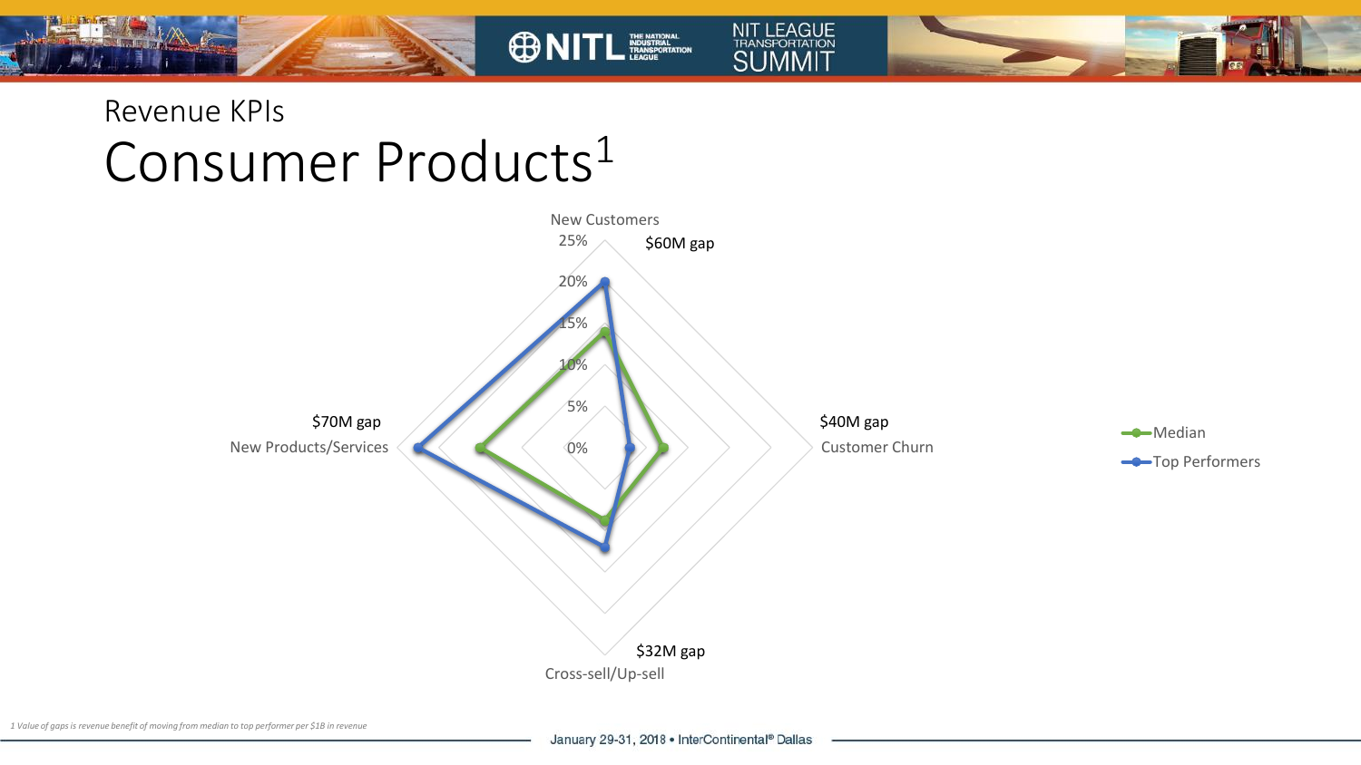Revenue KPIs

# Consumer Products[1]

New Customers — $60M gap

Customer Churn — $40M gap

Cross-sell/Up-sell — $32M gap

New Products/Services — $70M gap

25%
20%
15%
10%
5%
0%

Median

Top Performers

*1 Value of gaps is revenue benefit of moving from median to top performer per $1B in revenue*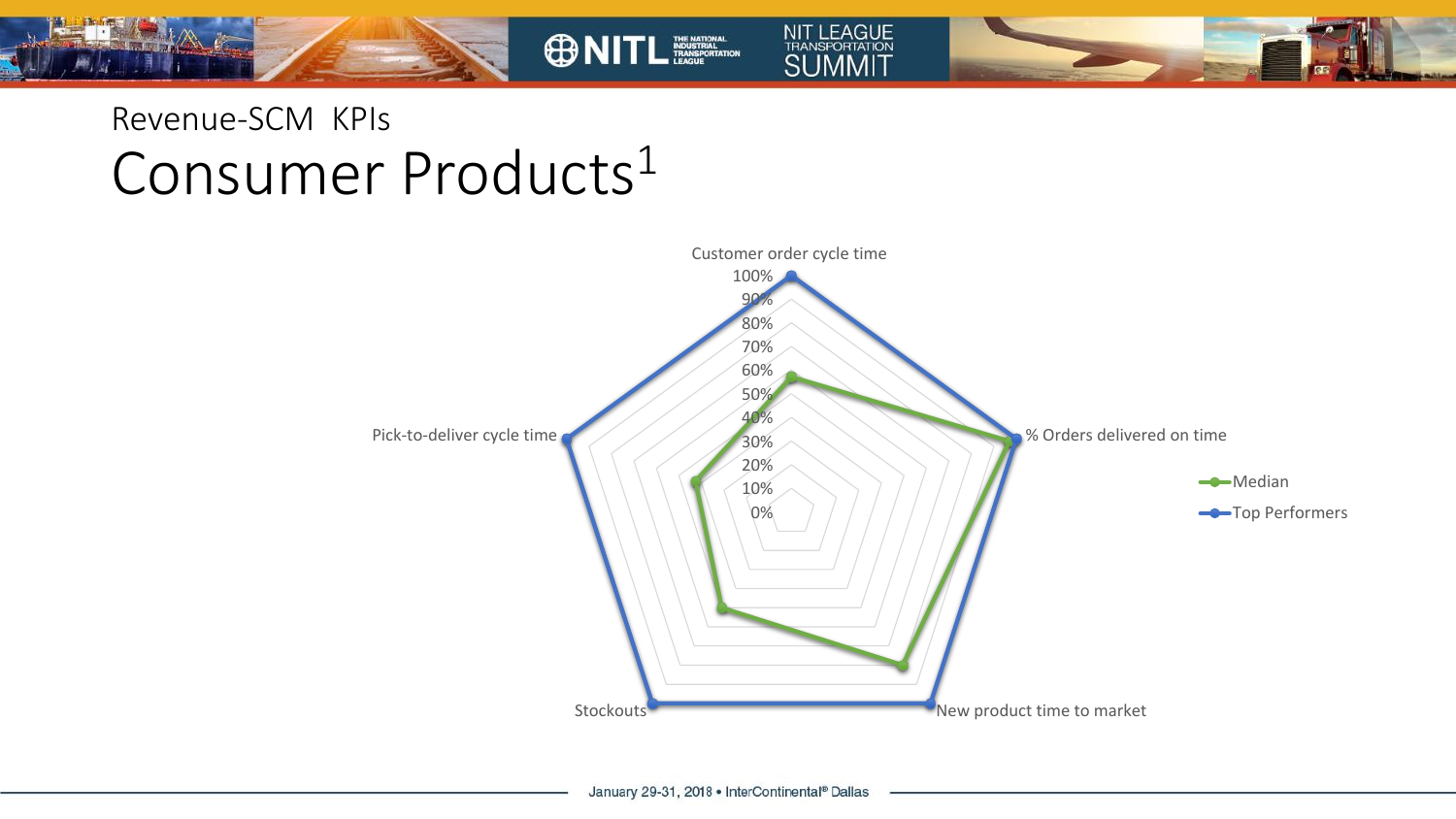Revenue-SCM KPIs

# Consumer Products[1]

Customer order cycle time

100%
90%
80%
70%
60%
50%
40%
30%
20%
10%
0%

% Orders delivered on time

New product time to market

Stockouts

Pick-to-deliver cycle time

Median

Top Performers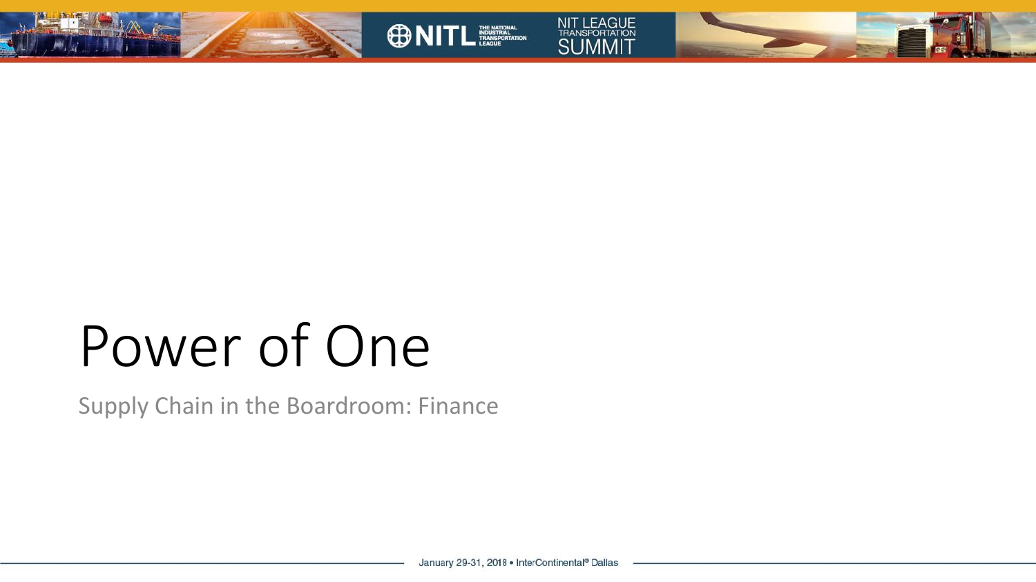# Power of One

Supply Chain in the Boardroom: Finance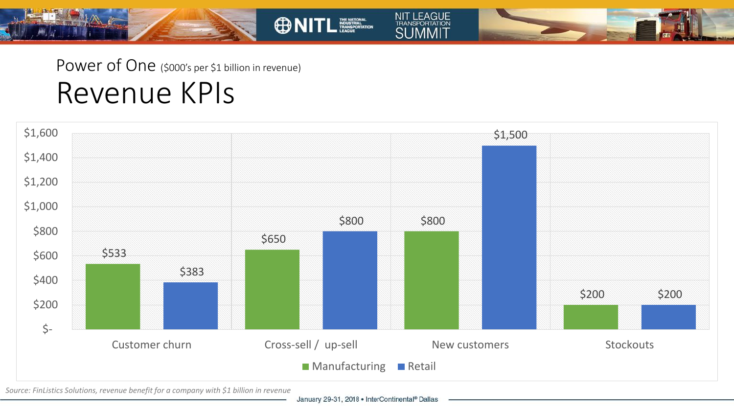Power of One ($000's per $1 billion in revenue)

# Revenue KPIs

| | Manufacturing | Retail |
|---|---|---|
| Customer churn | $533 | $383 |
| Cross-sell / up-sell | $650 | $800 |
| New customers | $800 | $1,500 |
| Stockouts | $200 | $200 |

*Source: FinListics Solutions, revenue benefit for a company with $1 billion in revenue*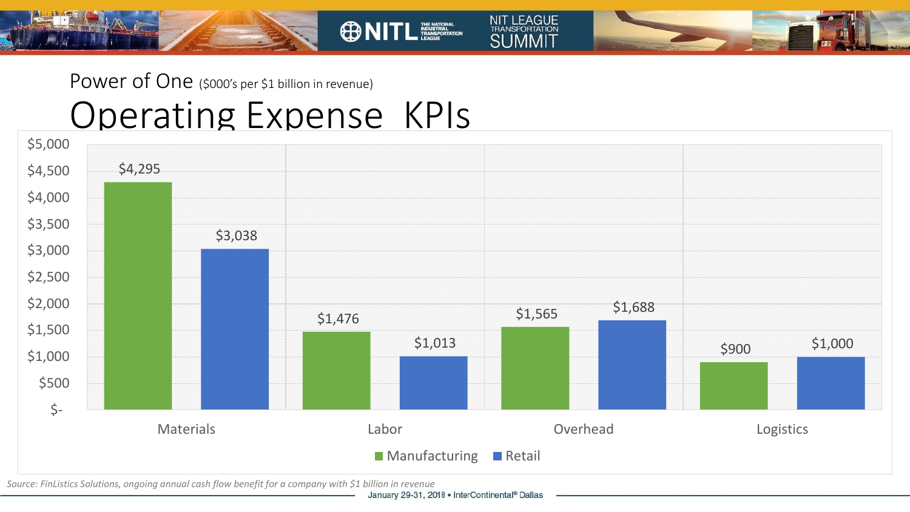## Power of One ($000's per $1 billion in revenue)

# Operating Expense KPIs

| | Manufacturing | Retail |
|---|---|---|
| Materials | $4,295 | $3,038 |
| Labor | $1,476 | $1,013 |
| Overhead | $1,565 | $1,688 |
| Logistics | $900 | $1,000 |

*Source: FinListics Solutions, ongoing annual cash flow benefit for a company with $1 billion in revenue*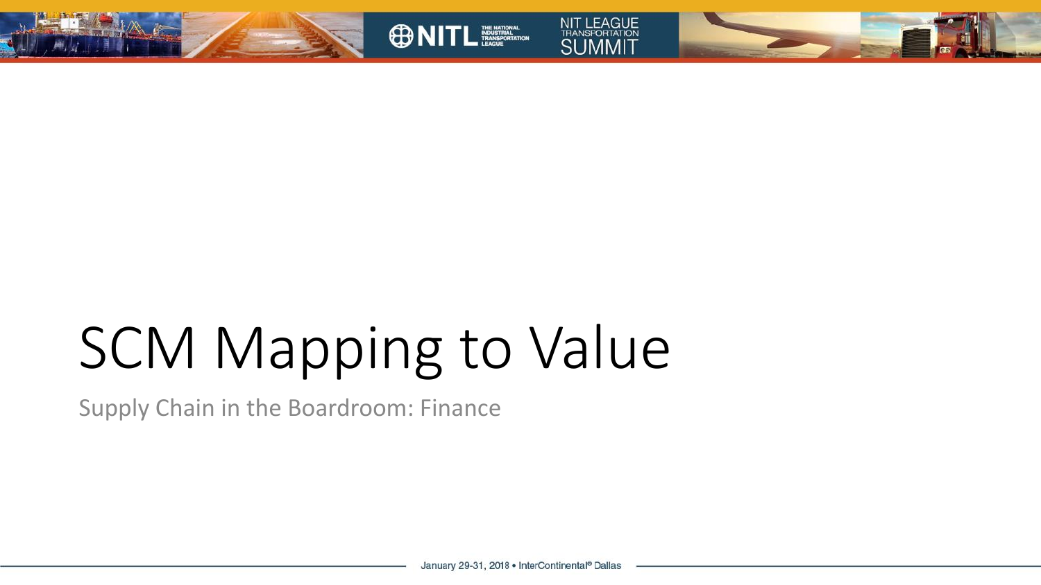# SCM Mapping to Value

Supply Chain in the Boardroom: Finance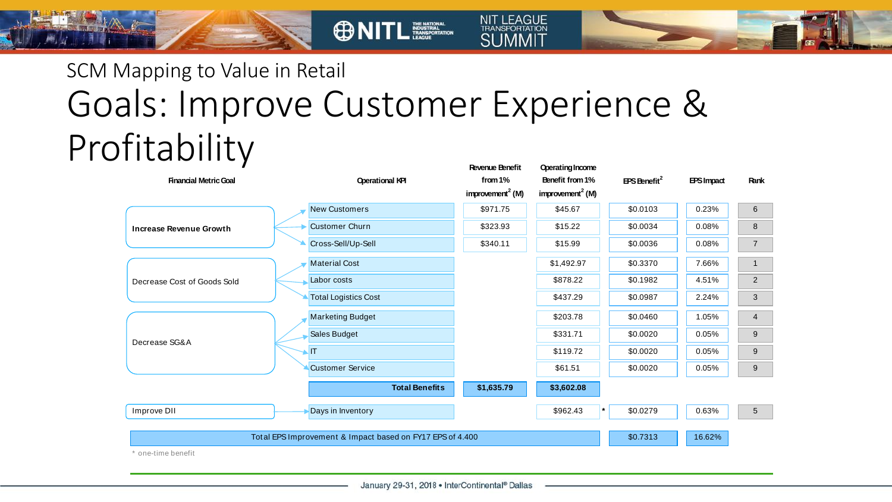## SCM Mapping to Value in Retail

# Goals: Improve Customer Experience & Profitability

| Financial Metric Goal | Operational KPI | Revenue Benefit from 1% improvement[2] (M) | Operating Income Benefit from 1% improvement[2] (M) | EPS Benefit[2] | EPS Impact | Rank |
|---|---|---|---|---|---|---|
| **Increase Revenue Growth** | New Customers | $971.75 | $45.67 | $0.0103 | 0.23% | 6 |
| | Customer Churn | $323.93 | $15.22 | $0.0034 | 0.08% | 8 |
| | Cross-Sell/Up-Sell | $340.11 | $15.99 | $0.0036 | 0.08% | 7 |
| Decrease Cost of Goods Sold | Material Cost | | $1,492.97 | $0.3370 | 7.66% | 1 |
| | Labor costs | | $878.22 | $0.1982 | 4.51% | 2 |
| | Total Logistics Cost | | $437.29 | $0.0987 | 2.24% | 3 |
| Decrease SG&A | Marketing Budget | | $203.78 | $0.0460 | 1.05% | 4 |
| | Sales Budget | | $331.71 | $0.0020 | 0.05% | 9 |
| | IT | | $119.72 | $0.0020 | 0.05% | 9 |
| | Customer Service | | $61.51 | $0.0020 | 0.05% | 9 |
| | **Total Benefits** | **$1,635.79** | **$3,602.08** | | | |
| Improve DII | Days in Inventory | | $962.43 * | $0.0279 | 0.63% | 5 |
| Total EPS Improvement & Impact based on FY17 EPS of 4.400 | | | | $0.7313 | 16.62% | |

\* one-time benefit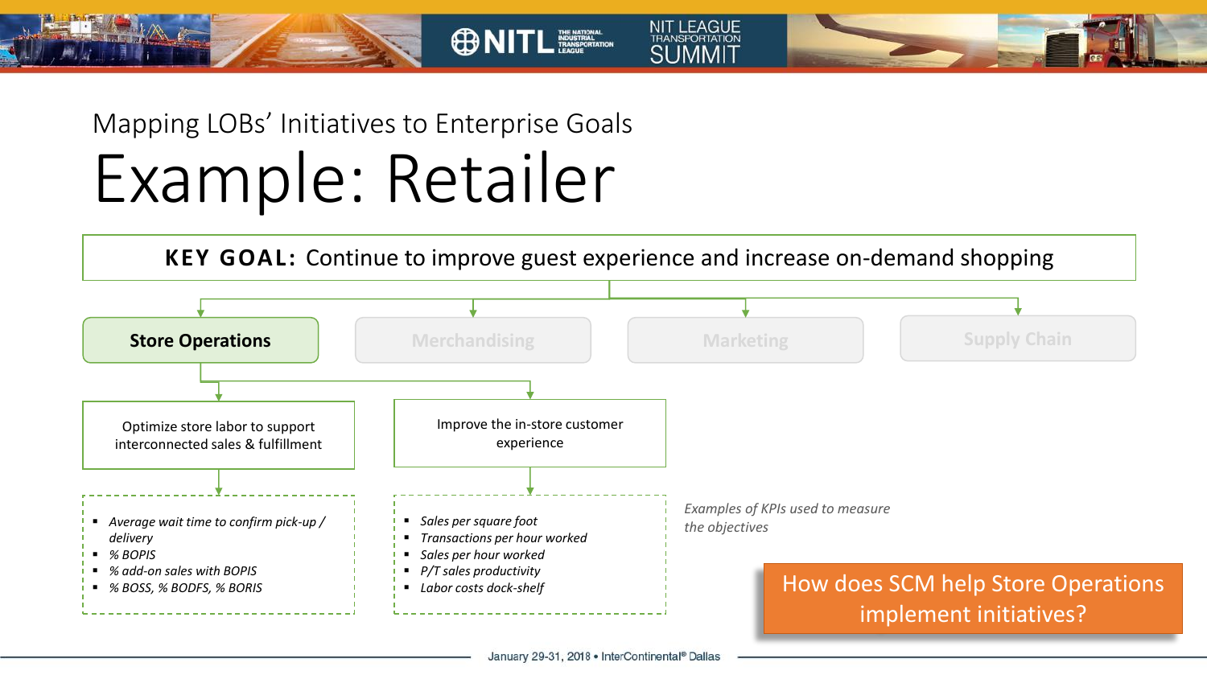Mapping LOBs' Initiatives to Enterprise Goals

# Example: Retailer

**KEY GOAL:** Continue to improve guest experience and increase on-demand shopping

**Store Operations**

Merchandising

Marketing

Supply Chain

Optimize store labor to support interconnected sales & fulfillment

- *Average wait time to confirm pick-up / delivery*
- *% BOPIS*
- *% add-on sales with BOPIS*
- *% BOSS, % BODFS, % BORIS*

Improve the in-store customer experience

- *Sales per square foot*
- *Transactions per hour worked*
- *Sales per hour worked*
- *P/T sales productivity*
- *Labor costs dock-shelf*

*Examples of KPIs used to measure the objectives*

How does SCM help Store Operations implement initiatives?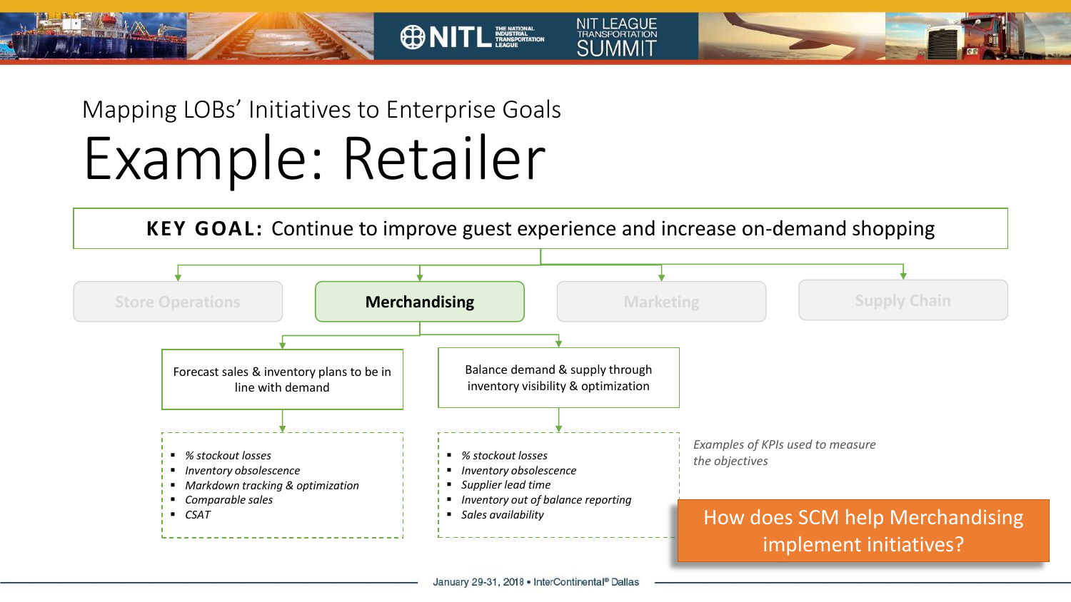Mapping LOBs' Initiatives to Enterprise Goals

# Example: Retailer

**KEY GOAL:** Continue to improve guest experience and increase on-demand shopping

Store Operations | **Merchandising** | Marketing | Supply Chain

**Merchandising**

Forecast sales & inventory plans to be in line with demand

- *% stockout losses*
- *Inventory obsolescence*
- *Markdown tracking & optimization*
- *Comparable sales*
- *CSAT*

Balance demand & supply through inventory visibility & optimization

- *% stockout losses*
- *Inventory obsolescence*
- *Supplier lead time*
- *Inventory out of balance reporting*
- *Sales availability*

*Examples of KPIs used to measure the objectives*

How does SCM help Merchandising implement initiatives?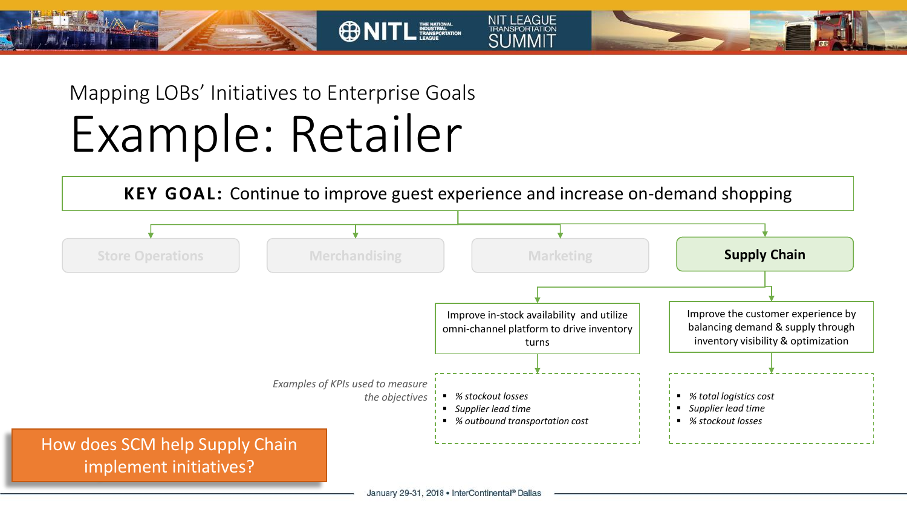Mapping LOBs' Initiatives to Enterprise Goals

# Example: Retailer

**KEY GOAL:** Continue to improve guest experience and increase on-demand shopping

- Store Operations
- Merchandising
- Marketing
- **Supply Chain**

**Supply Chain initiatives:**

Improve in-stock availability and utilize omni-channel platform to drive inventory turns

- *% stockout losses*
- *Supplier lead time*
- *% outbound transportation cost*

Improve the customer experience by balancing demand & supply through inventory visibility & optimization

- *% total logistics cost*
- *Supplier lead time*
- *% stockout losses*

*Examples of KPIs used to measure the objectives*

How does SCM help Supply Chain implement initiatives?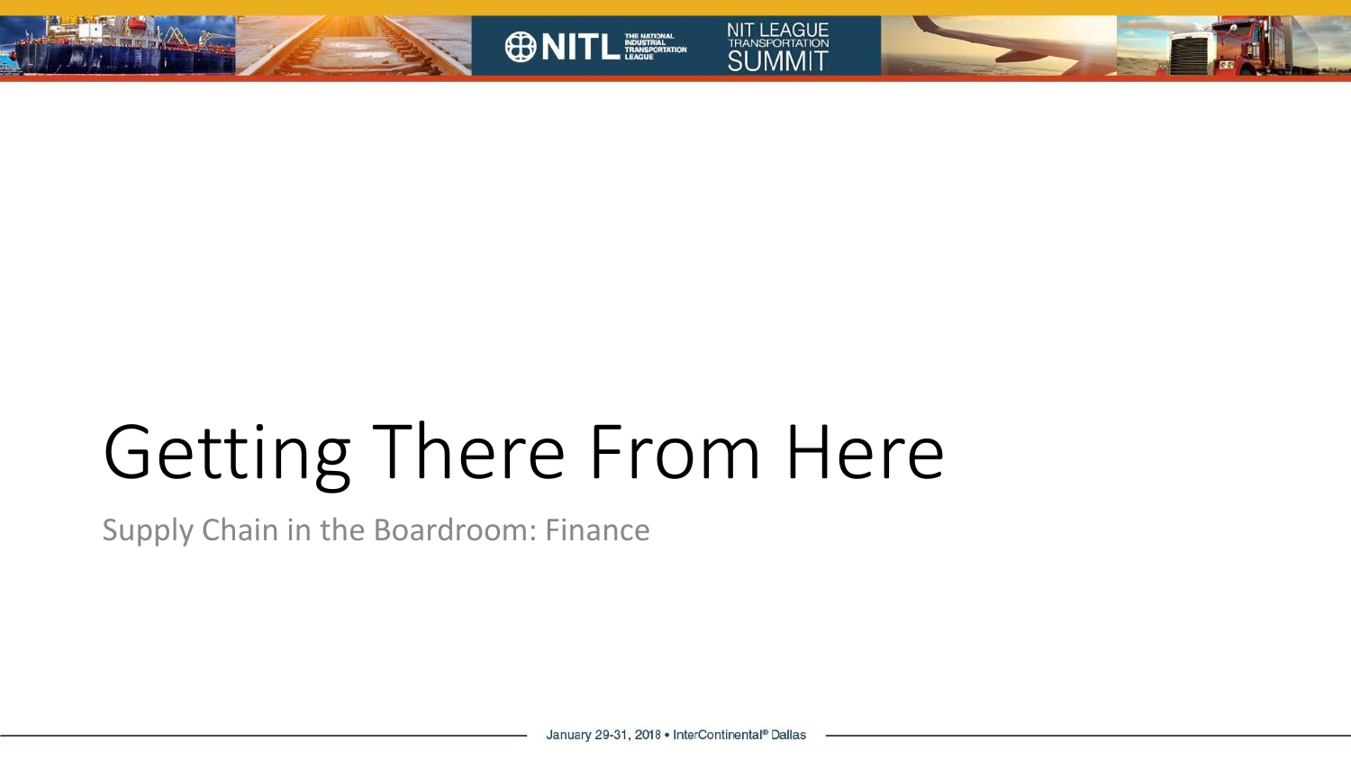# Getting There From Here

Supply Chain in the Boardroom: Finance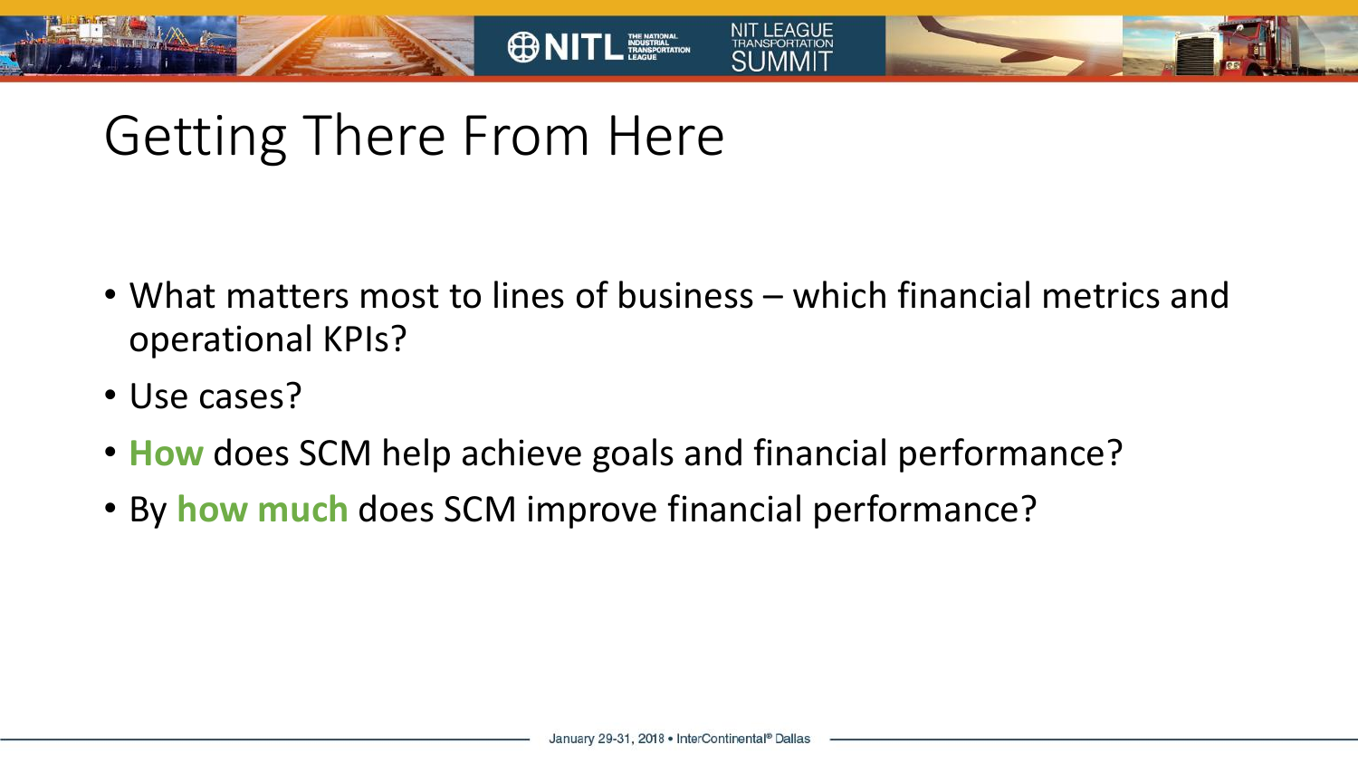# Getting There From Here

- What matters most to lines of business – which financial metrics and operational KPIs?
- Use cases?
- **How** does SCM help achieve goals and financial performance?
- By **how much** does SCM improve financial performance?